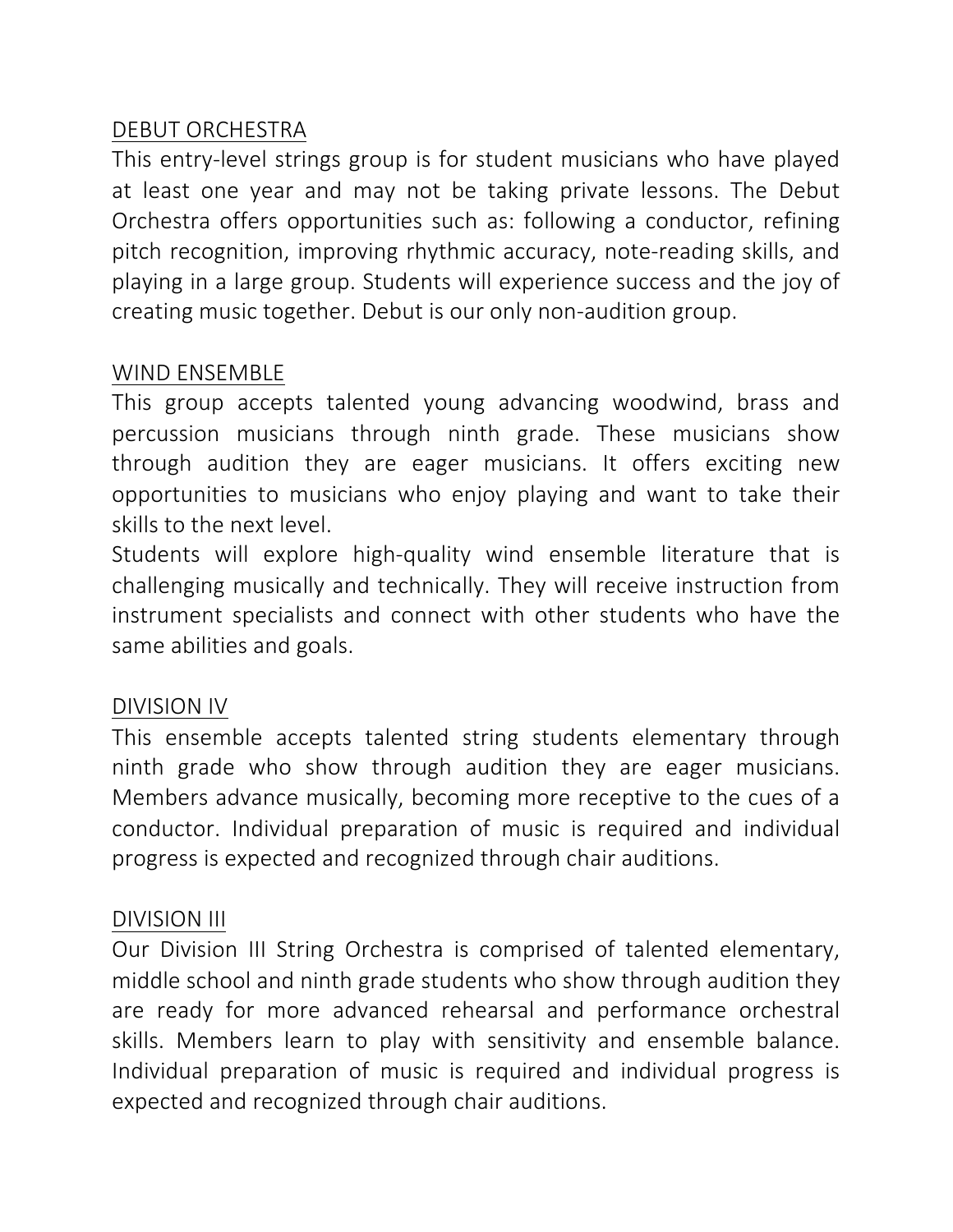## DEBUT ORCHESTRA

This entry-level strings group is for student musicians who have played at least one year and may not be taking private lessons. The Debut Orchestra offers opportunities such as: following a conductor, refining pitch recognition, improving rhythmic accuracy, note-reading skills, and playing in a large group. Students will experience success and the joy of creating music together. Debut is our only non-audition group.

## WIND ENSEMBLE

This group accepts talented young advancing woodwind, brass and percussion musicians through ninth grade. These musicians show through audition they are eager musicians. It offers exciting new opportunities to musicians who enjoy playing and want to take their skills to the next level.

Students will explore high-quality wind ensemble literature that is challenging musically and technically. They will receive instruction from instrument specialists and connect with other students who have the same abilities and goals.

## DIVISION IV

This ensemble accepts talented string students elementary through ninth grade who show through audition they are eager musicians. Members advance musically, becoming more receptive to the cues of a conductor. Individual preparation of music is required and individual progress is expected and recognized through chair auditions.

## DIVISION III

Our Division III String Orchestra is comprised of talented elementary, middle school and ninth grade students who show through audition they are ready for more advanced rehearsal and performance orchestral skills. Members learn to play with sensitivity and ensemble balance. Individual preparation of music is required and individual progress is expected and recognized through chair auditions.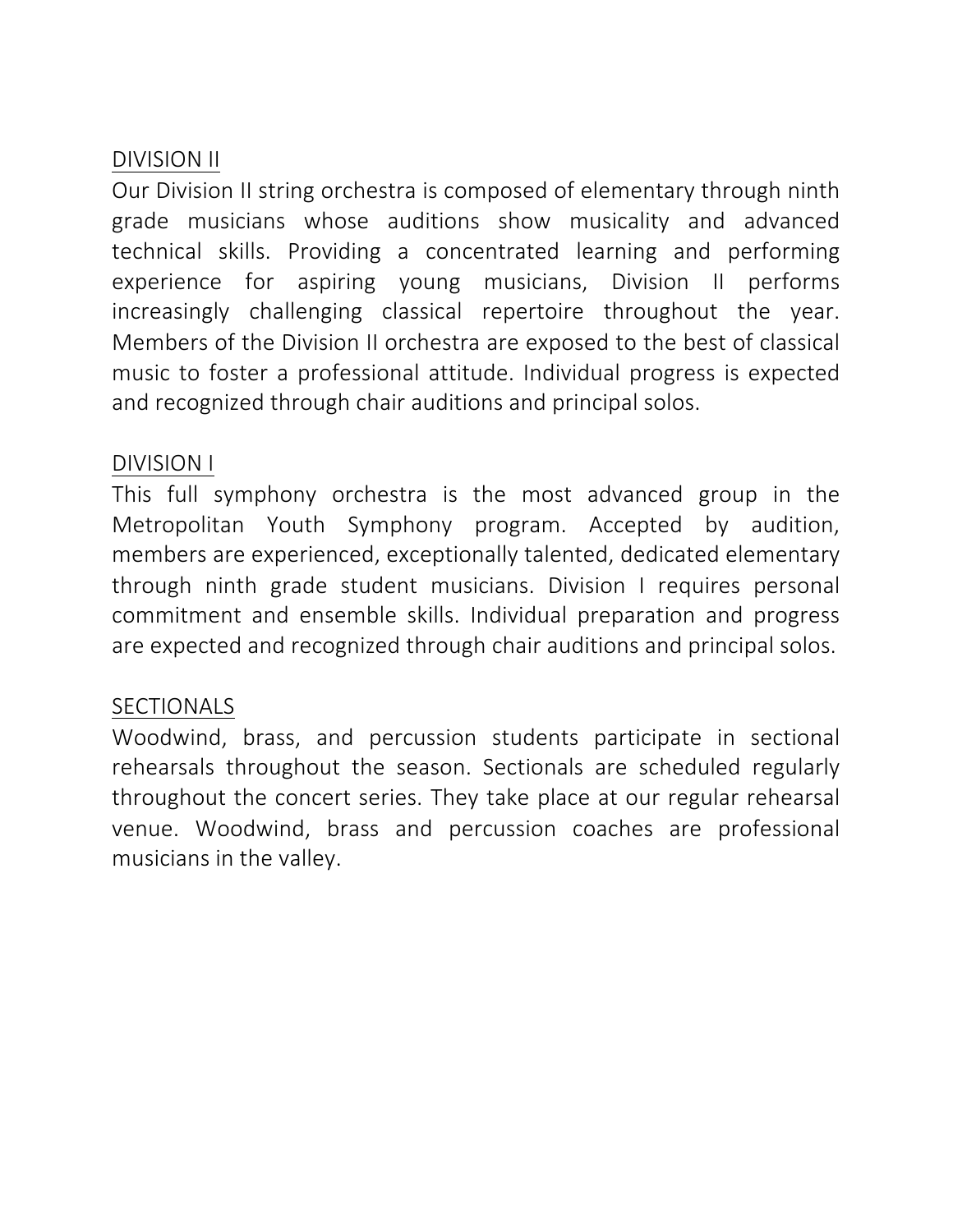## DIVISION II

Our Division II string orchestra is composed of elementary through ninth grade musicians whose auditions show musicality and advanced technical skills. Providing a concentrated learning and performing experience for aspiring young musicians, Division II performs increasingly challenging classical repertoire throughout the year. Members of the Division II orchestra are exposed to the best of classical music to foster a professional attitude. Individual progress is expected and recognized through chair auditions and principal solos.

## DIVISION I

This full symphony orchestra is the most advanced group in the Metropolitan Youth Symphony program. Accepted by audition, members are experienced, exceptionally talented, dedicated elementary through ninth grade student musicians. Division I requires personal commitment and ensemble skills. Individual preparation and progress are expected and recognized through chair auditions and principal solos.

## SECTIONALS

Woodwind, brass, and percussion students participate in sectional rehearsals throughout the season. Sectionals are scheduled regularly throughout the concert series. They take place at our regular rehearsal venue. Woodwind, brass and percussion coaches are professional musicians in the valley.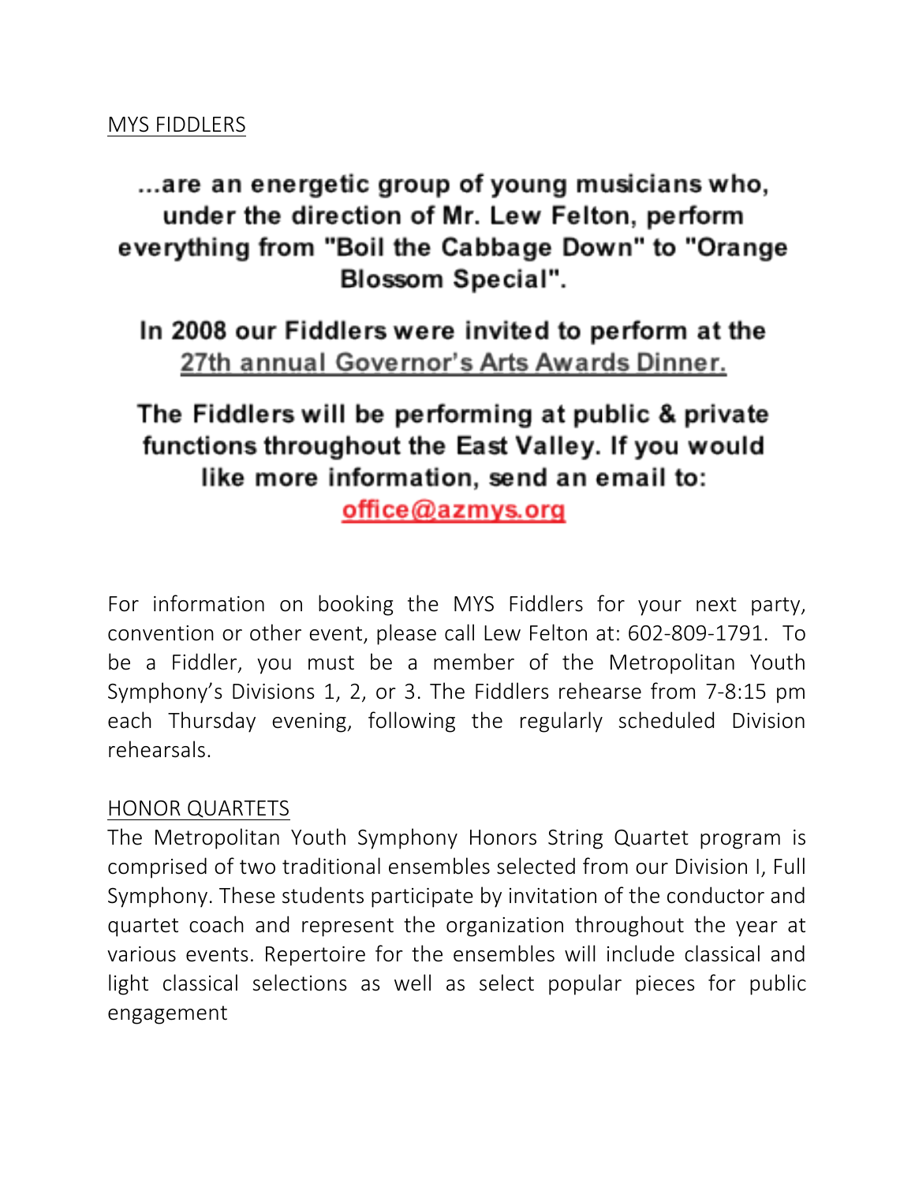## MYS FIDDLERS

**...are an energetic group of young musicians who, under the direction of Mr. Lew Felton, perform everything from "Boil the Cabbage Down" to "Orange Blossom Special".**

**In 2008 our Fiddlers were invited to perform at the 27th annual Governor's Arts Awards Dinner.**

**The Fiddlers will be performing at public & private functions throughout the East Valley. If you would like more information, send an email to: office@azmys.org**

For information on booking the MYS Fiddlers for your next party, convention or other event, please call Lew Felton at: 602-809-1791. To be a Fiddler, you must be a member of the Metropolitan Youth Symphony's Divisions 1, 2, or 3. The Fiddlers rehearse from 7-8:15 pm each Thursday evening, following the regularly scheduled Division rehearsals.

## HONOR QUARTETS

The Metropolitan Youth Symphony Honors String Quartet program is comprised of two traditional ensembles selected from our Division I, Full Symphony. These students participate by invitation of the conductor and quartet coach and represent the organization throughout the year at various events. Repertoire for the ensembles will include classical and light classical selections as well as select popular pieces for public engagement